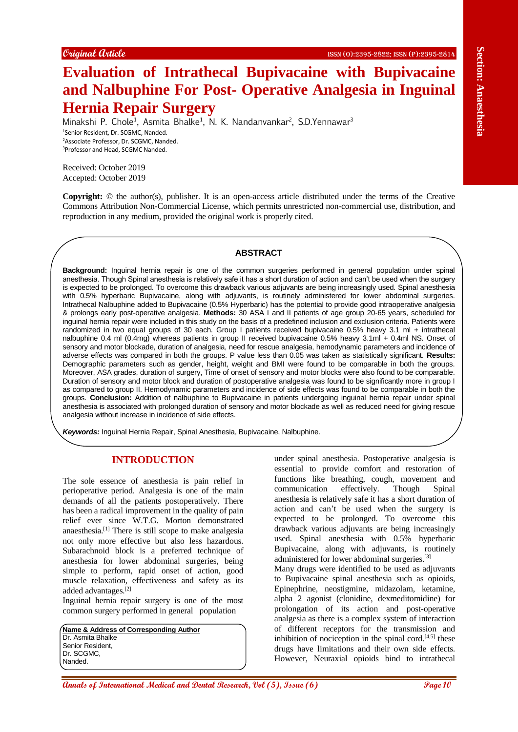Original Article

# Evaluation of Intrathecal Bupivacaine with Bupivacaine and Nalbuphine For Post- Operative Analgesia in Inguinal Hernia Repair Surgery

Minakshi P. Chole[1], Asmita Bhalke[1], N. K. Nandanvankar[2], S.D.Yennawar[3]

[1]Senior Resident, Dr. SCGMC, Nanded.
[2]Associate Professor, Dr. SCGMC, Nanded.
[3]Professor and Head, SCGMC Nanded.

Received: October 2019
Accepted: October 2019

**Copyright:** © the author(s), publisher. It is an open-access article distributed under the terms of the Creative Commons Attribution Non-Commercial License, which permits unrestricted non-commercial use, distribution, and reproduction in any medium, provided the original work is properly cited.

## ABSTRACT

**Background:** Inguinal hernia repair is one of the common surgeries performed in general population under spinal anesthesia. Though Spinal anesthesia is relatively safe it has a short duration of action and can't be used when the surgery is expected to be prolonged. To overcome this drawback various adjuvants are being increasingly used. Spinal anesthesia with 0.5% hyperbaric Bupivacaine, along with adjuvants, is routinely administered for lower abdominal surgeries. Intrathecal Nalbuphine added to Bupivacaine (0.5% Hyperbaric) has the potential to provide good intraoperative analgesia & prolongs early post-operative analgesia. **Methods:** 30 ASA I and II patients of age group 20-65 years, scheduled for inguinal hernia repair were included in this study on the basis of a predefined inclusion and exclusion criteria. Patients were randomized in two equal groups of 30 each. Group I patients received bupivacaine 0.5% heavy 3.1 ml + intrathecal nalbuphine 0.4 ml (0.4mg) whereas patients in group II received bupivacaine 0.5% heavy 3.1ml + 0.4ml NS. Onset of sensory and motor blockade, duration of analgesia, need for rescue analgesia, hemodynamic parameters and incidence of adverse effects was compared in both the groups. P value less than 0.05 was taken as statistically significant. **Results:** Demographic parameters such as gender, height, weight and BMI were found to be comparable in both the groups. Moreover, ASA grades, duration of surgery, Time of onset of sensory and motor blocks were also found to be comparable. Duration of sensory and motor block and duration of postoperative analgesia was found to be significantly more in group I as compared to group II. Hemodynamic parameters and incidence of side effects was found to be comparable in both the groups. **Conclusion:** Addition of nalbuphine to Bupivacaine in patients undergoing inguinal hernia repair under spinal anesthesia is associated with prolonged duration of sensory and motor blockade as well as reduced need for giving rescue analgesia without increase in incidence of side effects.

***Keywords:*** Inguinal Hernia Repair, Spinal Anesthesia, Bupivacaine, Nalbuphine.

## INTRODUCTION

The sole essence of anesthesia is pain relief in perioperative period. Analgesia is one of the main demands of all the patients postoperatively. There has been a radical improvement in the quality of pain relief ever since W.T.G. Morton demonstrated anaesthesia.[1] There is still scope to make analgesia not only more effective but also less hazardous. Subarachnoid block is a preferred technique of anesthesia for lower abdominal surgeries, being simple to perform, rapid onset of action, good muscle relaxation, effectiveness and safety as its added advantages.[2]

Inguinal hernia repair surgery is one of the most common surgery performed in general population under spinal anesthesia. Postoperative analgesia is essential to provide comfort and restoration of functions like breathing, cough, movement and communication effectively. Though Spinal anesthesia is relatively safe it has a short duration of action and can't be used when the surgery is expected to be prolonged. To overcome this drawback various adjuvants are being increasingly used. Spinal anesthesia with 0.5% hyperbaric Bupivacaine, along with adjuvants, is routinely administered for lower abdominal surgeries.[3]

Many drugs were identified to be used as adjuvants to Bupivacaine spinal anesthesia such as opioids, Epinephrine, neostigmine, midazolam, ketamine, alpha 2 agonist (clonidine, dexmeditomidine) for prolongation of its action and post-operative analgesia as there is a complex system of interaction of different receptors for the transmission and inhibition of nociception in the spinal cord.[4,5] these drugs have limitations and their own side effects. However, Neuraxial opioids bind to intrathecal

**Name & Address of Corresponding Author**
Dr. Asmita Bhalke
Senior Resident,
Dr. SCGMC,
Nanded.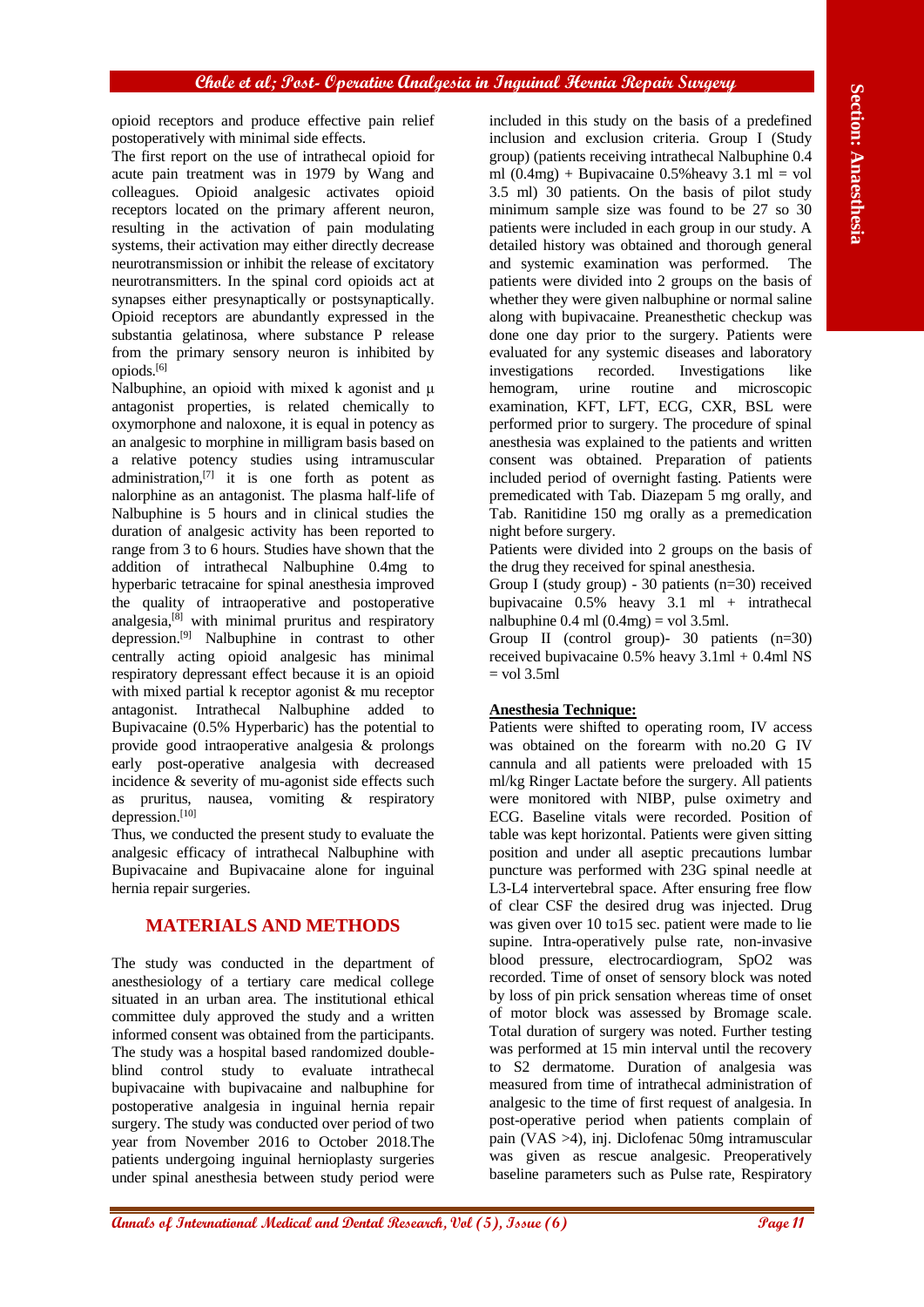opioid receptors and produce effective pain relief postoperatively with minimal side effects.

The first report on the use of intrathecal opioid for acute pain treatment was in 1979 by Wang and colleagues. Opioid analgesic activates opioid receptors located on the primary afferent neuron, resulting in the activation of pain modulating systems, their activation may either directly decrease neurotransmission or inhibit the release of excitatory neurotransmitters. In the spinal cord opioids act at synapses either presynaptically or postsynaptically. Opioid receptors are abundantly expressed in the substantia gelatinosa, where substance P release from the primary sensory neuron is inhibited by opioids.[6]

Nalbuphine, an opioid with mixed k agonist and µ antagonist properties, is related chemically to oxymorphone and naloxone, it is equal in potency as an analgesic to morphine in milligram basis based on a relative potency studies using intramuscular administration,[7] it is one forth as potent as nalorphine as an antagonist. The plasma half-life of Nalbuphine is 5 hours and in clinical studies the duration of analgesic activity has been reported to range from 3 to 6 hours. Studies have shown that the addition of intrathecal Nalbuphine 0.4mg to hyperbaric tetracaine for spinal anesthesia improved the quality of intraoperative and postoperative analgesia,[8] with minimal pruritus and respiratory depression.[9] Nalbuphine in contrast to other centrally acting opioid analgesic has minimal respiratory depressant effect because it is an opioid with mixed partial k receptor agonist & mu receptor antagonist. Intrathecal Nalbuphine added to Bupivacaine (0.5% Hyperbaric) has the potential to provide good intraoperative analgesia & prolongs early post-operative analgesia with decreased incidence & severity of mu-agonist side effects such as pruritus, nausea, vomiting & respiratory depression.[10]

Thus, we conducted the present study to evaluate the analgesic efficacy of intrathecal Nalbuphine with Bupivacaine and Bupivacaine alone for inguinal hernia repair surgeries.

## MATERIALS AND METHODS

The study was conducted in the department of anesthesiology of a tertiary care medical college situated in an urban area. The institutional ethical committee duly approved the study and a written informed consent was obtained from the participants. The study was a hospital based randomized double-blind control study to evaluate intrathecal bupivacaine with bupivacaine and nalbuphine for postoperative analgesia in inguinal hernia repair surgery. The study was conducted over period of two year from November 2016 to October 2018.The patients undergoing inguinal hernioplasty surgeries under spinal anesthesia between study period were included in this study on the basis of a predefined inclusion and exclusion criteria. Group I (Study group) (patients receiving intrathecal Nalbuphine 0.4 ml (0.4mg) + Bupivacaine 0.5%heavy 3.1 ml = vol 3.5 ml) 30 patients. On the basis of pilot study minimum sample size was found to be 27 so 30 patients were included in each group in our study. A detailed history was obtained and thorough general and systemic examination was performed. The patients were divided into 2 groups on the basis of whether they were given nalbuphine or normal saline along with bupivacaine. Preanesthetic checkup was done one day prior to the surgery. Patients were evaluated for any systemic diseases and laboratory investigations recorded. Investigations like hemogram, urine routine and microscopic examination, KFT, LFT, ECG, CXR, BSL were performed prior to surgery. The procedure of spinal anesthesia was explained to the patients and written consent was obtained. Preparation of patients included period of overnight fasting. Patients were premedicated with Tab. Diazepam 5 mg orally, and Tab. Ranitidine 150 mg orally as a premedication night before surgery.

Patients were divided into 2 groups on the basis of the drug they received for spinal anesthesia.

Group I (study group) - 30 patients (n=30) received bupivacaine 0.5% heavy 3.1 ml + intrathecal nalbuphine 0.4 ml (0.4mg) = vol 3.5ml.

Group II (control group)- 30 patients (n=30) received bupivacaine 0.5% heavy 3.1ml + 0.4ml NS = vol 3.5ml

**Anesthesia Technique:**

Patients were shifted to operating room, IV access was obtained on the forearm with no.20 G IV cannula and all patients were preloaded with 15 ml/kg Ringer Lactate before the surgery. All patients were monitored with NIBP, pulse oximetry and ECG. Baseline vitals were recorded. Position of table was kept horizontal. Patients were given sitting position and under all aseptic precautions lumbar puncture was performed with 23G spinal needle at L3-L4 intervertebral space. After ensuring free flow of clear CSF the desired drug was injected. Drug was given over 10 to15 sec. patient were made to lie supine. Intra-operatively pulse rate, non-invasive blood pressure, electrocardiogram, SpO2 was recorded. Time of onset of sensory block was noted by loss of pin prick sensation whereas time of onset of motor block was assessed by Bromage scale. Total duration of surgery was noted. Further testing was performed at 15 min interval until the recovery to S2 dermatome. Duration of analgesia was measured from time of intrathecal administration of analgesic to the time of first request of analgesia. In post-operative period when patients complain of pain (VAS >4), inj. Diclofenac 50mg intramuscular was given as rescue analgesic. Preoperatively baseline parameters such as Pulse rate, Respiratory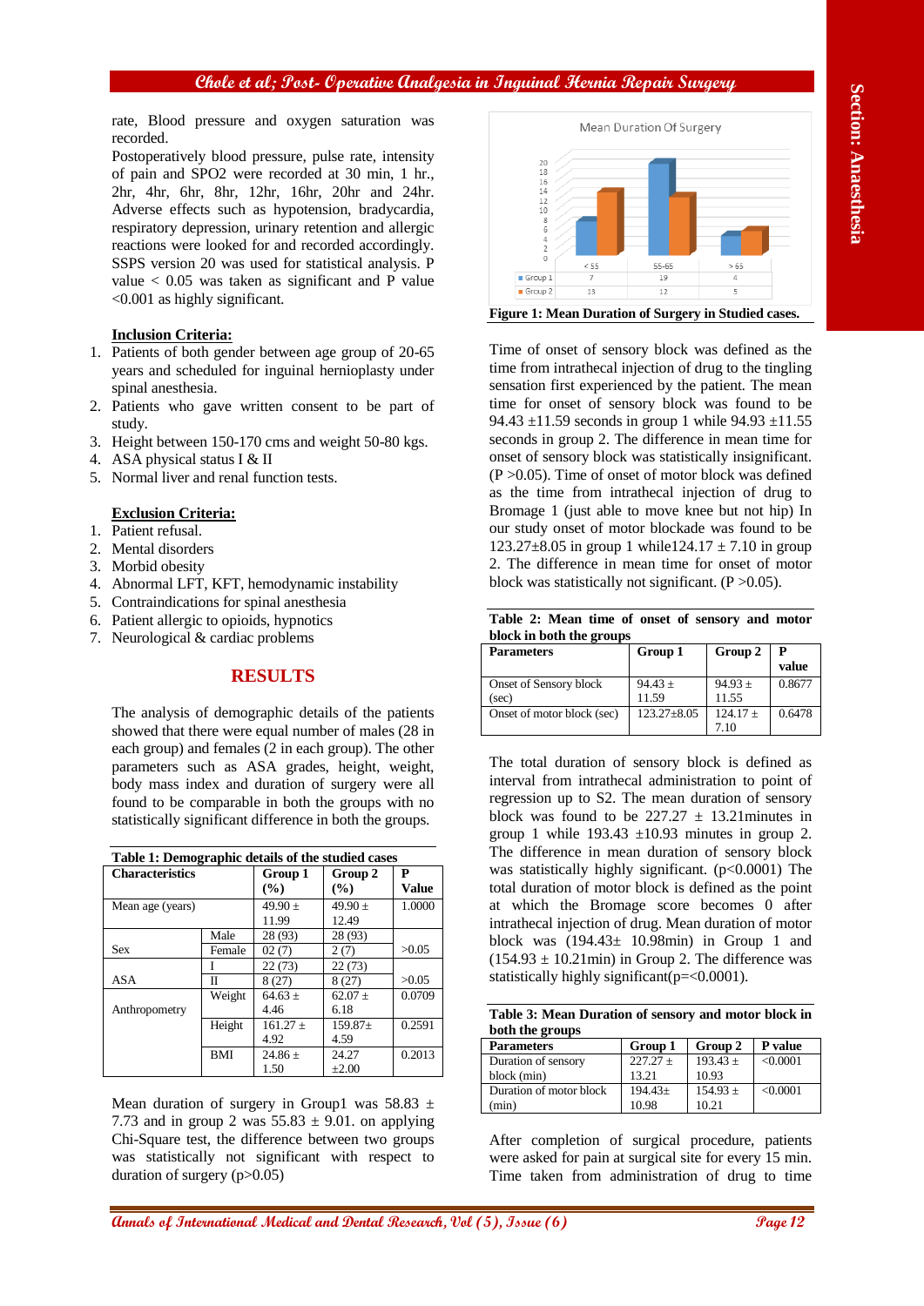rate, Blood pressure and oxygen saturation was recorded.

Postoperatively blood pressure, pulse rate, intensity of pain and SPO2 were recorded at 30 min, 1 hr., 2hr, 4hr, 6hr, 8hr, 12hr, 16hr, 20hr and 24hr. Adverse effects such as hypotension, bradycardia, respiratory depression, urinary retention and allergic reactions were looked for and recorded accordingly. SSPS version 20 was used for statistical analysis. P value < 0.05 was taken as significant and P value <0.001 as highly significant.

**Inclusion Criteria:**

1. Patients of both gender between age group of 20-65 years and scheduled for inguinal hernioplasty under spinal anesthesia.
2. Patients who gave written consent to be part of study.
3. Height between 150-170 cms and weight 50-80 kgs.
4. ASA physical status I & II
5. Normal liver and renal function tests.

**Exclusion Criteria:**

1. Patient refusal.
2. Mental disorders
3. Morbid obesity
4. Abnormal LFT, KFT, hemodynamic instability
5. Contraindications for spinal anesthesia
6. Patient allergic to opioids, hypnotics
7. Neurological & cardiac problems

## RESULTS

The analysis of demographic details of the patients showed that there were equal number of males (28 in each group) and females (2 in each group). The other parameters such as ASA grades, height, weight, body mass index and duration of surgery were all found to be comparable in both the groups with no statistically significant difference in both the groups.

**Table 1: Demographic details of the studied cases**

| Characteristics | | Group 1 (%) | Group 2 (%) | P Value |
|---|---|---|---|---|
| Mean age (years) | | 49.90 ± 11.99 | 49.90 ± 12.49 | 1.0000 |
| Sex | Male | 28 (93) | 28 (93) | |
| | Female | 02 (7) | 2 (7) | >0.05 |
| ASA | I | 22 (73) | 22 (73) | |
| | II | 8 (27) | 8 (27) | >0.05 |
| Anthropometry | Weight | 64.63 ± 4.46 | 62.07 ± 6.18 | 0.0709 |
| | Height | 161.27 ± 4.92 | 159.87± 4.59 | 0.2591 |
| | BMI | 24.86 ± 1.50 | 24.27 ±2.00 | 0.2013 |

Mean duration of surgery in Group1 was 58.83 ± 7.73 and in group 2 was 55.83 ± 9.01. on applying Chi-Square test, the difference between two groups was statistically not significant with respect to duration of surgery (p>0.05)

| Mean Duration Of Surgery | < 55 | 55-65 | > 65 |
|---|---|---|---|
| Group 1 | 7 | 19 | 4 |
| Group 2 | 13 | 12 | 5 |

**Figure 1: Mean Duration of Surgery in Studied cases.**

Time of onset of sensory block was defined as the time from intrathecal injection of drug to the tingling sensation first experienced by the patient. The mean time for onset of sensory block was found to be 94.43 ±11.59 seconds in group 1 while 94.93 ±11.55 seconds in group 2. The difference in mean time for onset of sensory block was statistically insignificant. (P >0.05). Time of onset of motor block was defined as the time from intrathecal injection of drug to Bromage 1 (just able to move knee but not hip) In our study onset of motor blockade was found to be 123.27±8.05 in group 1 while124.17 ± 7.10 in group 2. The difference in mean time for onset of motor block was statistically not significant. (P >0.05).

**Table 2: Mean time of onset of sensory and motor block in both the groups**

| Parameters | Group 1 | Group 2 | P value |
|---|---|---|---|
| Onset of Sensory block (sec) | 94.43 ± 11.59 | 94.93 ± 11.55 | 0.8677 |
| Onset of motor block (sec) | 123.27±8.05 | 124.17 ± 7.10 | 0.6478 |

The total duration of sensory block is defined as interval from intrathecal administration to point of regression up to S2. The mean duration of sensory block was found to be 227.27 ± 13.21minutes in group 1 while 193.43 ±10.93 minutes in group 2. The difference in mean duration of sensory block was statistically highly significant. (p<0.0001) The total duration of motor block is defined as the point at which the Bromage score becomes 0 after intrathecal injection of drug. Mean duration of motor block was (194.43± 10.98min) in Group 1 and (154.93 ± 10.21min) in Group 2. The difference was statistically highly significant(p=<0.0001).

**Table 3: Mean Duration of sensory and motor block in both the groups**

| Parameters | Group 1 | Group 2 | P value |
|---|---|---|---|
| Duration of sensory block (min) | 227.27 ± 13.21 | 193.43 ± 10.93 | <0.0001 |
| Duration of motor block (min) | 194.43± 10.98 | 154.93 ± 10.21 | <0.0001 |

After completion of surgical procedure, patients were asked for pain at surgical site for every 15 min. Time taken from administration of drug to time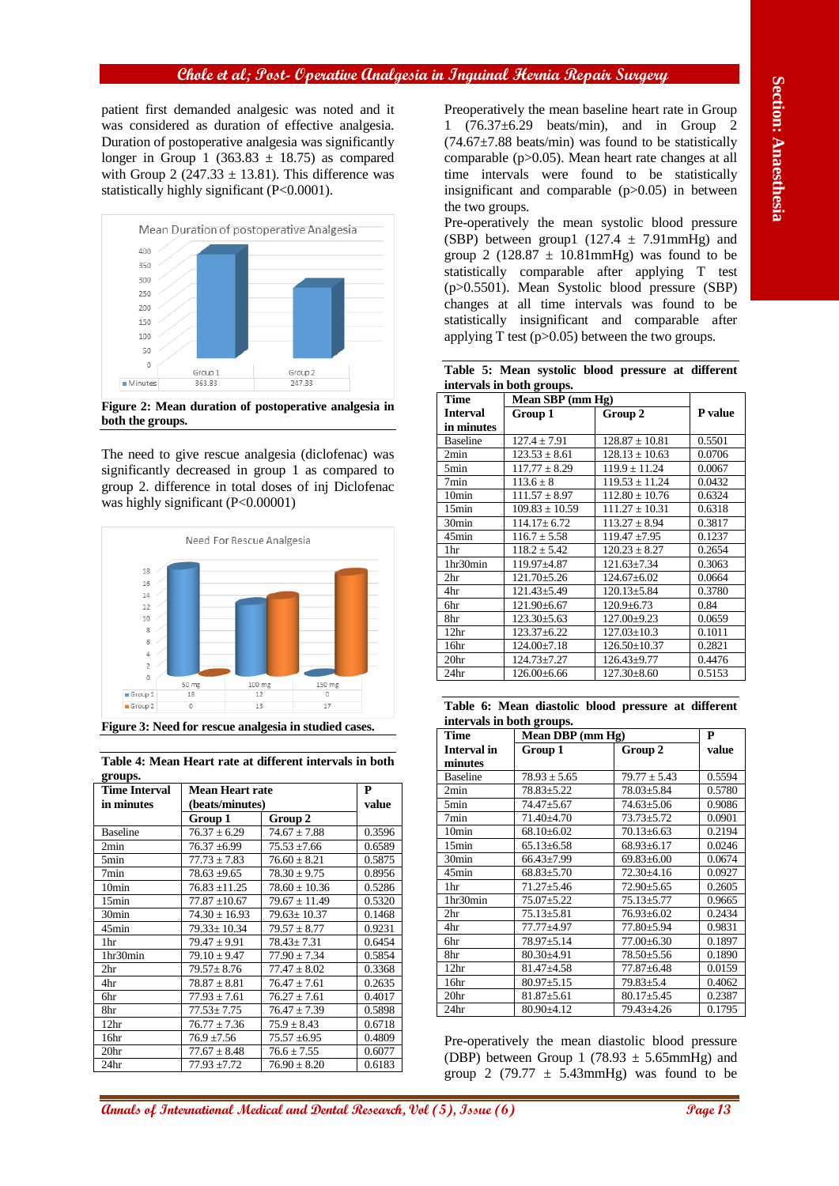patient first demanded analgesic was noted and it was considered as duration of effective analgesia. Duration of postoperative analgesia was significantly longer in Group 1 (363.83 ± 18.75) as compared with Group 2 (247.33 ± 13.81). This difference was statistically highly significant (P<0.0001).

**Figure 2: Mean duration of postoperative analgesia in both the groups.**

The need to give rescue analgesia (diclofenac) was significantly decreased in group 1 as compared to group 2. difference in total doses of inj Diclofenac was highly significant (P<0.00001)

**Figure 3: Need for rescue analgesia in studied cases.**

**Table 4: Mean Heart rate at different intervals in both groups.**

| Time Interval in minutes | Mean Heart rate (beats/minutes) | | P value |
|---|---|---|---|
| | Group 1 | Group 2 | |
| Baseline | 76.37 ± 6.29 | 74.67 ± 7.88 | 0.3596 |
| 2min | 76.37 ±6.99 | 75.53 ±7.66 | 0.6589 |
| 5min | 77.73 ± 7.83 | 76.60 ± 8.21 | 0.5875 |
| 7min | 78.63 ±9.65 | 78.30 ± 9.75 | 0.8956 |
| 10min | 76.83 ±11.25 | 78.60 ± 10.36 | 0.5286 |
| 15min | 77.87 ±10.67 | 79.67 ± 11.49 | 0.5320 |
| 30min | 74.30 ± 16.93 | 79.63± 10.37 | 0.1468 |
| 45min | 79.33± 10.34 | 79.57 ± 8.77 | 0.9231 |
| 1hr | 79.47 ± 9.91 | 78.43± 7.31 | 0.6454 |
| 1hr30min | 79.10 ± 9.47 | 77.90 ± 7.34 | 0.5854 |
| 2hr | 79.57± 8.76 | 77.47 ± 8.02 | 0.3368 |
| 4hr | 78.87 ± 8.81 | 76.47 ± 7.61 | 0.2635 |
| 6hr | 77.93 ± 7.61 | 76.27 ± 7.61 | 0.4017 |
| 8hr | 77.53± 7.75 | 76.47 ± 7.39 | 0.5898 |
| 12hr | 76.77 ± 7.36 | 75.9 ± 8.43 | 0.6718 |
| 16hr | 76.9 ±7.56 | 75.57 ±6.95 | 0.4809 |
| 20hr | 77.67 ± 8.48 | 76.6 ± 7.55 | 0.6077 |
| 24hr | 77.93 ±7.72 | 76.90 ± 8.20 | 0.6183 |

Preoperatively the mean baseline heart rate in Group 1 (76.37±6.29 beats/min), and in Group 2 (74.67±7.88 beats/min) was found to be statistically comparable (p>0.05). Mean heart rate changes at all time intervals were found to be statistically insignificant and comparable (p>0.05) in between the two groups.

Pre-operatively the mean systolic blood pressure (SBP) between group1 (127.4 ± 7.91mmHg) and group 2 (128.87 ± 10.81mmHg) was found to be statistically comparable after applying T test (p>0.5501). Mean Systolic blood pressure (SBP) changes at all time intervals was found to be statistically insignificant and comparable after applying T test (p>0.05) between the two groups.

**Table 5: Mean systolic blood pressure at different intervals in both groups.**

| Time Interval in minutes | Mean SBP (mm Hg) | | P value |
|---|---|---|---|
| | Group 1 | Group 2 | |
| Baseline | 127.4 ± 7.91 | 128.87 ± 10.81 | 0.5501 |
| 2min | 123.53 ± 8.61 | 128.13 ± 10.63 | 0.0706 |
| 5min | 117.77 ± 8.29 | 119.9 ± 11.24 | 0.0067 |
| 7min | 113.6 ± 8 | 119.53 ± 11.24 | 0.0432 |
| 10min | 111.57 ± 8.97 | 112.80 ± 10.76 | 0.6324 |
| 15min | 109.83 ± 10.59 | 111.27 ± 10.31 | 0.6318 |
| 30min | 114.17± 6.72 | 113.27 ± 8.94 | 0.3817 |
| 45min | 116.7 ± 5.58 | 119.47 ±7.95 | 0.1237 |
| 1hr | 118.2 ± 5.42 | 120.23 ± 8.27 | 0.2654 |
| 1hr30min | 119.97±4.87 | 121.63±7.34 | 0.3063 |
| 2hr | 121.70±5.26 | 124.67±6.02 | 0.0664 |
| 4hr | 121.43±5.49 | 120.13±5.84 | 0.3780 |
| 6hr | 121.90±6.67 | 120.9±6.73 | 0.84 |
| 8hr | 123.30±5.63 | 127.00±9.23 | 0.0659 |
| 12hr | 123.37±6.22 | 127.03±10.3 | 0.1011 |
| 16hr | 124.00±7.18 | 126.50±10.37 | 0.2821 |
| 20hr | 124.73±7.27 | 126.43±9.77 | 0.4476 |
| 24hr | 126.00±6.66 | 127.30±8.60 | 0.5153 |

**Table 6: Mean diastolic blood pressure at different intervals in both groups.**

| Time Interval in minutes | Mean DBP (mm Hg) | | P value |
|---|---|---|---|
| | Group 1 | Group 2 | |
| Baseline | 78.93 ± 5.65 | 79.77 ± 5.43 | 0.5594 |
| 2min | 78.83±5.22 | 78.03±5.84 | 0.5780 |
| 5min | 74.47±5.67 | 74.63±5.06 | 0.9086 |
| 7min | 71.40±4.70 | 73.73±5.72 | 0.0901 |
| 10min | 68.10±6.02 | 70.13±6.63 | 0.2194 |
| 15min | 65.13±6.58 | 68.93±6.17 | 0.0246 |
| 30min | 66.43±7.99 | 69.83±6.00 | 0.0674 |
| 45min | 68.83±5.70 | 72.30±4.16 | 0.0927 |
| 1hr | 71.27±5.46 | 72.90±5.65 | 0.2605 |
| 1hr30min | 75.07±5.22 | 75.13±5.77 | 0.9665 |
| 2hr | 75.13±5.81 | 76.93±6.02 | 0.2434 |
| 4hr | 77.77±4.97 | 77.80±5.94 | 0.9831 |
| 6hr | 78.97±5.14 | 77.00±6.30 | 0.1897 |
| 8hr | 80.30±4.91 | 78.50±5.56 | 0.1890 |
| 12hr | 81.47±4.58 | 77.87±6.48 | 0.0159 |
| 16hr | 80.97±5.15 | 79.83±5.4 | 0.4062 |
| 20hr | 81.87±5.61 | 80.17±5.45 | 0.2387 |
| 24hr | 80.90±4.12 | 79.43±4.26 | 0.1795 |

Pre-operatively the mean diastolic blood pressure (DBP) between Group 1 (78.93 ± 5.65mmHg) and group 2 (79.77 ± 5.43mmHg) was found to be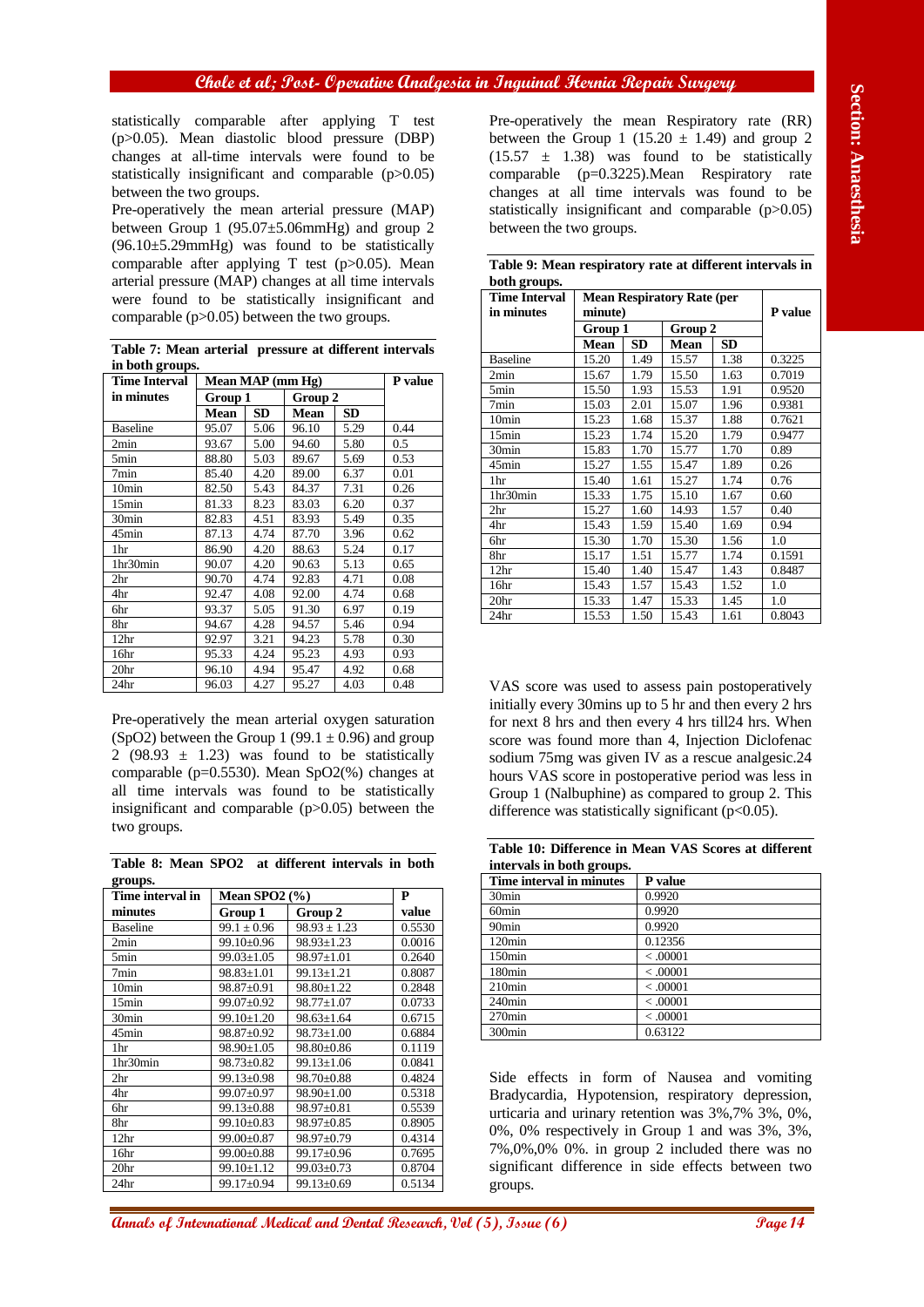statistically comparable after applying T test (p>0.05). Mean diastolic blood pressure (DBP) changes at all-time intervals were found to be statistically insignificant and comparable (p>0.05) between the two groups.

Pre-operatively the mean arterial pressure (MAP) between Group 1 (95.07±5.06mmHg) and group 2 (96.10±5.29mmHg) was found to be statistically comparable after applying T test (p>0.05). Mean arterial pressure (MAP) changes at all time intervals were found to be statistically insignificant and comparable (p>0.05) between the two groups.

**Table 7: Mean arterial pressure at different intervals in both groups.**

| Time Interval in minutes | Mean MAP (mm Hg) | | | | P value |
|---|---|---|---|---|---|
| | Group 1 | | Group 2 | | |
| | Mean | SD | Mean | SD | |
| Baseline | 95.07 | 5.06 | 96.10 | 5.29 | 0.44 |
| 2min | 93.67 | 5.00 | 94.60 | 5.80 | 0.5 |
| 5min | 88.80 | 5.03 | 89.67 | 5.69 | 0.53 |
| 7min | 85.40 | 4.20 | 89.00 | 6.37 | 0.01 |
| 10min | 82.50 | 5.43 | 84.37 | 7.31 | 0.26 |
| 15min | 81.33 | 8.23 | 83.03 | 6.20 | 0.37 |
| 30min | 82.83 | 4.51 | 83.93 | 5.49 | 0.35 |
| 45min | 87.13 | 4.74 | 87.70 | 3.96 | 0.62 |
| 1hr | 86.90 | 4.20 | 88.63 | 5.24 | 0.17 |
| 1hr30min | 90.07 | 4.20 | 90.63 | 5.13 | 0.65 |
| 2hr | 90.70 | 4.74 | 92.83 | 4.71 | 0.08 |
| 4hr | 92.47 | 4.08 | 92.00 | 4.74 | 0.68 |
| 6hr | 93.37 | 5.05 | 91.30 | 6.97 | 0.19 |
| 8hr | 94.67 | 4.28 | 94.57 | 5.46 | 0.94 |
| 12hr | 92.97 | 3.21 | 94.23 | 5.78 | 0.30 |
| 16hr | 95.33 | 4.24 | 95.23 | 4.93 | 0.93 |
| 20hr | 96.10 | 4.94 | 95.47 | 4.92 | 0.68 |
| 24hr | 96.03 | 4.27 | 95.27 | 4.03 | 0.48 |

Pre-operatively the mean arterial oxygen saturation ($SpO_2$) between the Group 1 (99.1 ± 0.96) and group 2 (98.93 ± 1.23) was found to be statistically comparable (p=0.5530). Mean $SpO_2$(%) changes at all time intervals was found to be statistically insignificant and comparable (p>0.05) between the two groups.

**Table 8: Mean SPO2 at different intervals in both groups.**

| Time interval in minutes | Mean SPO2 (%) | | P value |
|---|---|---|---|
| | Group 1 | Group 2 | |
| Baseline | 99.1 ± 0.96 | 98.93 ± 1.23 | 0.5530 |
| 2min | 99.10±0.96 | 98.93±1.23 | 0.0016 |
| 5min | 99.03±1.05 | 98.97±1.01 | 0.2640 |
| 7min | 98.83±1.01 | 99.13±1.21 | 0.8087 |
| 10min | 98.87±0.91 | 98.80±1.22 | 0.2848 |
| 15min | 99.07±0.92 | 98.77±1.07 | 0.0733 |
| 30min | 99.10±1.20 | 98.63±1.64 | 0.6715 |
| 45min | 98.87±0.92 | 98.73±1.00 | 0.6884 |
| 1hr | 98.90±1.05 | 98.80±0.86 | 0.1119 |
| 1hr30min | 98.73±0.82 | 99.13±1.06 | 0.0841 |
| 2hr | 99.13±0.98 | 98.70±0.88 | 0.4824 |
| 4hr | 99.07±0.97 | 98.90±1.00 | 0.5318 |
| 6hr | 99.13±0.88 | 98.97±0.81 | 0.5539 |
| 8hr | 99.10±0.83 | 98.97±0.85 | 0.8905 |
| 12hr | 99.00±0.87 | 98.97±0.79 | 0.4314 |
| 16hr | 99.00±0.88 | 99.17±0.96 | 0.7695 |
| 20hr | 99.10±1.12 | 99.03±0.73 | 0.8704 |
| 24hr | 99.17±0.94 | 99.13±0.69 | 0.5134 |

Pre-operatively the mean Respiratory rate (RR) between the Group 1 (15.20 ± 1.49) and group 2 (15.57 ± 1.38) was found to be statistically comparable (p=0.3225).Mean Respiratory rate changes at all time intervals was found to be statistically insignificant and comparable (p>0.05) between the two groups.

**Table 9: Mean respiratory rate at different intervals in both groups.**

| Time Interval in minutes | Mean Respiratory Rate (per minute) | | | | P value |
|---|---|---|---|---|---|
| | Group 1 | | Group 2 | | |
| | Mean | SD | Mean | SD | |
| Baseline | 15.20 | 1.49 | 15.57 | 1.38 | 0.3225 |
| 2min | 15.67 | 1.79 | 15.50 | 1.63 | 0.7019 |
| 5min | 15.50 | 1.93 | 15.53 | 1.91 | 0.9520 |
| 7min | 15.03 | 2.01 | 15.07 | 1.96 | 0.9381 |
| 10min | 15.23 | 1.68 | 15.37 | 1.88 | 0.7621 |
| 15min | 15.23 | 1.74 | 15.20 | 1.79 | 0.9477 |
| 30min | 15.83 | 1.70 | 15.77 | 1.70 | 0.89 |
| 45min | 15.27 | 1.55 | 15.47 | 1.89 | 0.26 |
| 1hr | 15.40 | 1.61 | 15.27 | 1.74 | 0.76 |
| 1hr30min | 15.33 | 1.75 | 15.10 | 1.67 | 0.60 |
| 2hr | 15.27 | 1.60 | 14.93 | 1.57 | 0.40 |
| 4hr | 15.43 | 1.59 | 15.40 | 1.69 | 0.94 |
| 6hr | 15.30 | 1.70 | 15.30 | 1.56 | 1.0 |
| 8hr | 15.17 | 1.51 | 15.77 | 1.74 | 0.1591 |
| 12hr | 15.40 | 1.40 | 15.47 | 1.43 | 0.8487 |
| 16hr | 15.43 | 1.57 | 15.43 | 1.52 | 1.0 |
| 20hr | 15.33 | 1.47 | 15.33 | 1.45 | 1.0 |
| 24hr | 15.53 | 1.50 | 15.43 | 1.61 | 0.8043 |

VAS score was used to assess pain postoperatively initially every 30mins up to 5 hr and then every 2 hrs for next 8 hrs and then every 4 hrs till24 hrs. When score was found more than 4, Injection Diclofenac sodium 75mg was given IV as a rescue analgesic.24 hours VAS score in postoperative period was less in Group 1 (Nalbuphine) as compared to group 2. This difference was statistically significant (p<0.05).

**Table 10: Difference in Mean VAS Scores at different intervals in both groups.**

| Time interval in minutes | P value |
|---|---|
| 30min | 0.9920 |
| 60min | 0.9920 |
| 90min | 0.9920 |
| 120min | 0.12356 |
| 150min | < .00001 |
| 180min | < .00001 |
| 210min | < .00001 |
| 240min | < .00001 |
| 270min | < .00001 |
| 300min | 0.63122 |

Side effects in form of Nausea and vomiting Bradycardia, Hypotension, respiratory depression, urticaria and urinary retention was 3%,7% 3%, 0%, 0%, 0% respectively in Group 1 and was 3%, 3%, 7%,0%,0% 0%. in group 2 included there was no significant difference in side effects between two groups.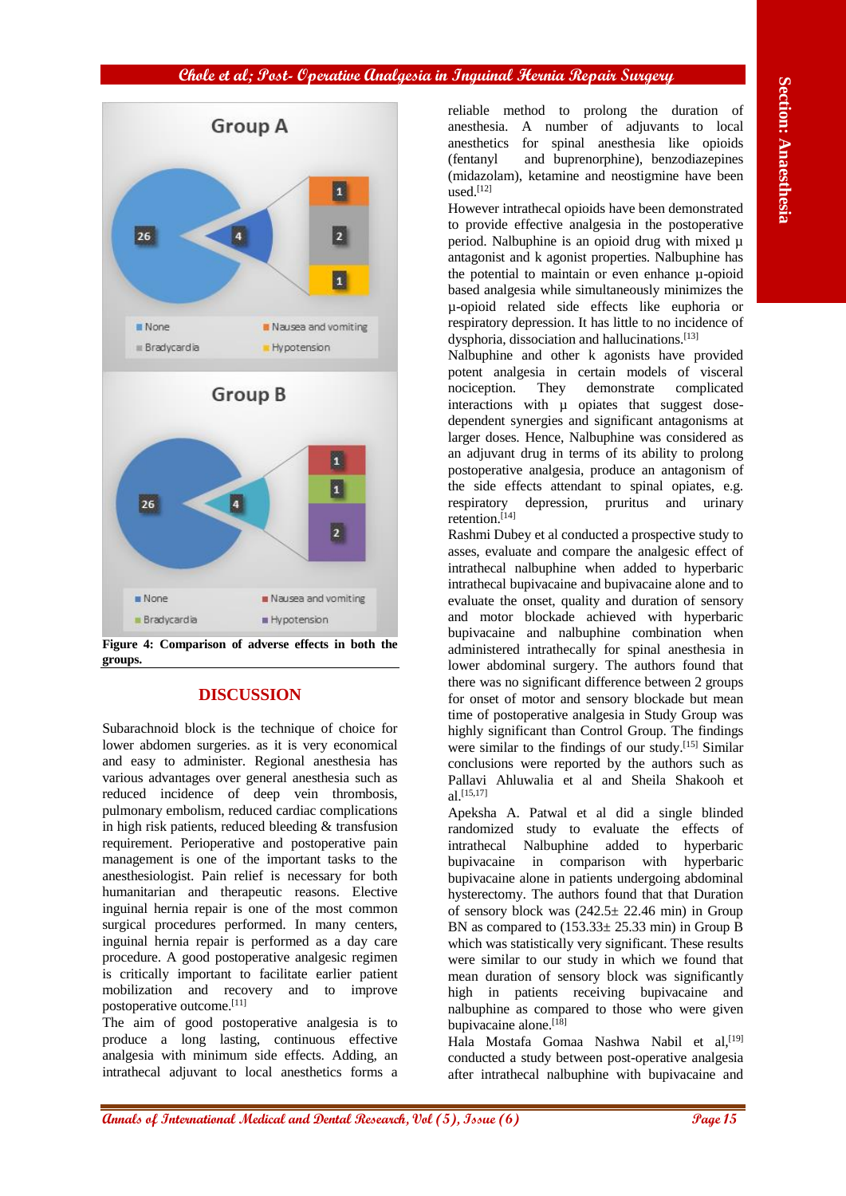Figure 4: Comparison of adverse effects in both the groups.

## DISCUSSION

Subarachnoid block is the technique of choice for lower abdomen surgeries. as it is very economical and easy to administer. Regional anesthesia has various advantages over general anesthesia such as reduced incidence of deep vein thrombosis, pulmonary embolism, reduced cardiac complications in high risk patients, reduced bleeding & transfusion requirement. Perioperative and postoperative pain management is one of the important tasks to the anesthesiologist. Pain relief is necessary for both humanitarian and therapeutic reasons. Elective inguinal hernia repair is one of the most common surgical procedures performed. In many centers, inguinal hernia repair is performed as a day care procedure. A good postoperative analgesic regimen is critically important to facilitate earlier patient mobilization and recovery and to improve postoperative outcome.[11]

The aim of good postoperative analgesia is to produce a long lasting, continuous effective analgesia with minimum side effects. Adding, an intrathecal adjuvant to local anesthetics forms a reliable method to prolong the duration of anesthesia. A number of adjuvants to local anesthetics for spinal anesthesia like opioids (fentanyl and buprenorphine), benzodiazepines (midazolam), ketamine and neostigmine have been used.[12]

However intrathecal opioids have been demonstrated to provide effective analgesia in the postoperative period. Nalbuphine is an opioid drug with mixed μ antagonist and k agonist properties. Nalbuphine has the potential to maintain or even enhance μ-opioid based analgesia while simultaneously minimizes the μ-opioid related side effects like euphoria or respiratory depression. It has little to no incidence of dysphoria, dissociation and hallucinations.[13]

Nalbuphine and other k agonists have provided potent analgesia in certain models of visceral nociception. They demonstrate complicated interactions with μ opiates that suggest dose-dependent synergies and significant antagonisms at larger doses. Hence, Nalbuphine was considered as an adjuvant drug in terms of its ability to prolong postoperative analgesia, produce an antagonism of the side effects attendant to spinal opiates, e.g. respiratory depression, pruritus and urinary retention.[14]

Rashmi Dubey et al conducted a prospective study to asses, evaluate and compare the analgesic effect of intrathecal nalbuphine when added to hyperbaric intrathecal bupivacaine and bupivacaine alone and to evaluate the onset, quality and duration of sensory and motor blockade achieved with hyperbaric bupivacaine and nalbuphine combination when administered intrathecally for spinal anesthesia in lower abdominal surgery. The authors found that there was no significant difference between 2 groups for onset of motor and sensory blockade but mean time of postoperative analgesia in Study Group was highly significant than Control Group. The findings were similar to the findings of our study.[15] Similar conclusions were reported by the authors such as Pallavi Ahluwalia et al and Sheila Shakooh et al.[15,17]

Apeksha A. Patwal et al did a single blinded randomized study to evaluate the effects of intrathecal Nalbuphine added to hyperbaric bupivacaine in comparison with hyperbaric bupivacaine alone in patients undergoing abdominal hysterectomy. The authors found that that Duration of sensory block was (242.5± 22.46 min) in Group BN as compared to (153.33± 25.33 min) in Group B which was statistically very significant. These results were similar to our study in which we found that mean duration of sensory block was significantly high in patients receiving bupivacaine and nalbuphine as compared to those who were given bupivacaine alone.[18]

Hala Mostafa Gomaa Nashwa Nabil et al,[19] conducted a study between post-operative analgesia after intrathecal nalbuphine with bupivacaine and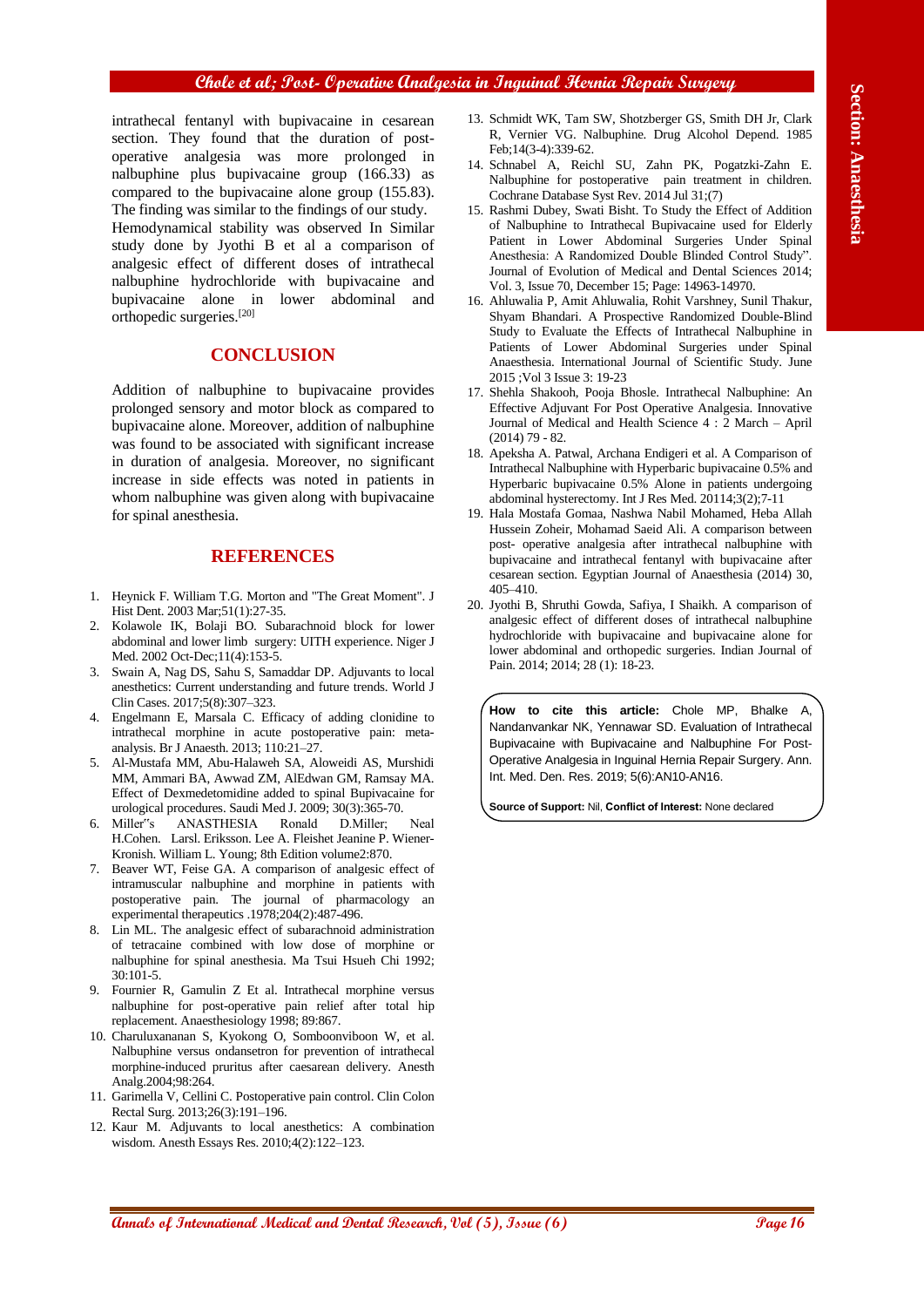intrathecal fentanyl with bupivacaine in cesarean section. They found that the duration of post-operative analgesia was more prolonged in nalbuphine plus bupivacaine group (166.33) as compared to the bupivacaine alone group (155.83). The finding was similar to the findings of our study. Hemodynamical stability was observed In Similar study done by Jyothi B et al a comparison of analgesic effect of different doses of intrathecal nalbuphine hydrochloride with bupivacaine and bupivacaine alone in lower abdominal and orthopedic surgeries.[20]

## CONCLUSION

Addition of nalbuphine to bupivacaine provides prolonged sensory and motor block as compared to bupivacaine alone. Moreover, addition of nalbuphine was found to be associated with significant increase in duration of analgesia. Moreover, no significant increase in side effects was noted in patients in whom nalbuphine was given along with bupivacaine for spinal anesthesia.

## REFERENCES

1. Heynick F. William T.G. Morton and "The Great Moment". J Hist Dent. 2003 Mar;51(1):27-35.
2. Kolawole IK, Bolaji BO. Subarachnoid block for lower abdominal and lower limb surgery: UITH experience. Niger J Med. 2002 Oct-Dec;11(4):153-5.
3. Swain A, Nag DS, Sahu S, Samaddar DP. Adjuvants to local anesthetics: Current understanding and future trends. World J Clin Cases. 2017;5(8):307–323.
4. Engelmann E, Marsala C. Efficacy of adding clonidine to intrathecal morphine in acute postoperative pain: meta-analysis. Br J Anaesth. 2013; 110:21–27.
5. Al-Mustafa MM, Abu-Halaweh SA, Aloweidi AS, Murshidi MM, Ammari BA, Awwad ZM, AlEdwan GM, Ramsay MA. Effect of Dexmedetomidine added to spinal Bupivacaine for urological procedures. Saudi Med J. 2009; 30(3):365-70.
6. Miller"s ANASTHESIA Ronald D.Miller; Neal H.Cohen. Larsl. Eriksson. Lee A. Fleishet Jeanine P. Wiener-Kronish. William L. Young; 8th Edition volume2:870.
7. Beaver WT, Feise GA. A comparison of analgesic effect of intramuscular nalbuphine and morphine in patients with postoperative pain. The journal of pharmacology an experimental therapeutics .1978;204(2):487-496.
8. Lin ML. The analgesic effect of subarachnoid administration of tetracaine combined with low dose of morphine or nalbuphine for spinal anesthesia. Ma Tsui Hsueh Chi 1992; 30:101-5.
9. Fournier R, Gamulin Z Et al. Intrathecal morphine versus nalbuphine for post-operative pain relief after total hip replacement. Anaesthesiology 1998; 89:867.
10. Charuluxananan S, Kyokong O, Somboonviboon W, et al. Nalbuphine versus ondansetron for prevention of intrathecal morphine-induced pruritus after caesarean delivery. Anesth Analg.2004;98:264.
11. Garimella V, Cellini C. Postoperative pain control. Clin Colon Rectal Surg. 2013;26(3):191–196.
12. Kaur M. Adjuvants to local anesthetics: A combination wisdom. Anesth Essays Res. 2010;4(2):122–123.
13. Schmidt WK, Tam SW, Shotzberger GS, Smith DH Jr, Clark R, Vernier VG. Nalbuphine. Drug Alcohol Depend. 1985 Feb;14(3-4):339-62.
14. Schnabel A, Reichl SU, Zahn PK, Pogatzki-Zahn E. Nalbuphine for postoperative pain treatment in children. Cochrane Database Syst Rev. 2014 Jul 31;(7)
15. Rashmi Dubey, Swati Bisht. To Study the Effect of Addition of Nalbuphine to Intrathecal Bupivacaine used for Elderly Patient in Lower Abdominal Surgeries Under Spinal Anesthesia: A Randomized Double Blinded Control Study". Journal of Evolution of Medical and Dental Sciences 2014; Vol. 3, Issue 70, December 15; Page: 14963-14970.
16. Ahluwalia P, Amit Ahluwalia, Rohit Varshney, Sunil Thakur, Shyam Bhandari. A Prospective Randomized Double-Blind Study to Evaluate the Effects of Intrathecal Nalbuphine in Patients of Lower Abdominal Surgeries under Spinal Anaesthesia. International Journal of Scientific Study. June 2015 ;Vol 3 Issue 3: 19-23
17. Shehla Shakooh, Pooja Bhosle. Intrathecal Nalbuphine: An Effective Adjuvant For Post Operative Analgesia. Innovative Journal of Medical and Health Science 4 : 2 March – April (2014) 79 - 82.
18. Apeksha A. Patwal, Archana Endigeri et al. A Comparison of Intrathecal Nalbuphine with Hyperbaric bupivacaine 0.5% and Hyperbaric bupivacaine 0.5% Alone in patients undergoing abdominal hysterectomy. Int J Res Med. 20114;3(2);7-11
19. Hala Mostafa Gomaa, Nashwa Nabil Mohamed, Heba Allah Hussein Zoheir, Mohamad Saeid Ali. A comparison between post- operative analgesia after intrathecal nalbuphine with bupivacaine and intrathecal fentanyl with bupivacaine after cesarean section. Egyptian Journal of Anaesthesia (2014) 30, 405–410.
20. Jyothi B, Shruthi Gowda, Safiya, I Shaikh. A comparison of analgesic effect of different doses of intrathecal nalbuphine hydrochloride with bupivacaine and bupivacaine alone for lower abdominal and orthopedic surgeries. Indian Journal of Pain. 2014; 2014; 28 (1): 18-23.

**How to cite this article:** Chole MP, Bhalke A, Nandanvankar NK, Yennawar SD. Evaluation of Intrathecal Bupivacaine with Bupivacaine and Nalbuphine For Post-Operative Analgesia in Inguinal Hernia Repair Surgery. Ann. Int. Med. Den. Res. 2019; 5(6):AN10-AN16.

**Source of Support:** Nil, **Conflict of Interest:** None declared